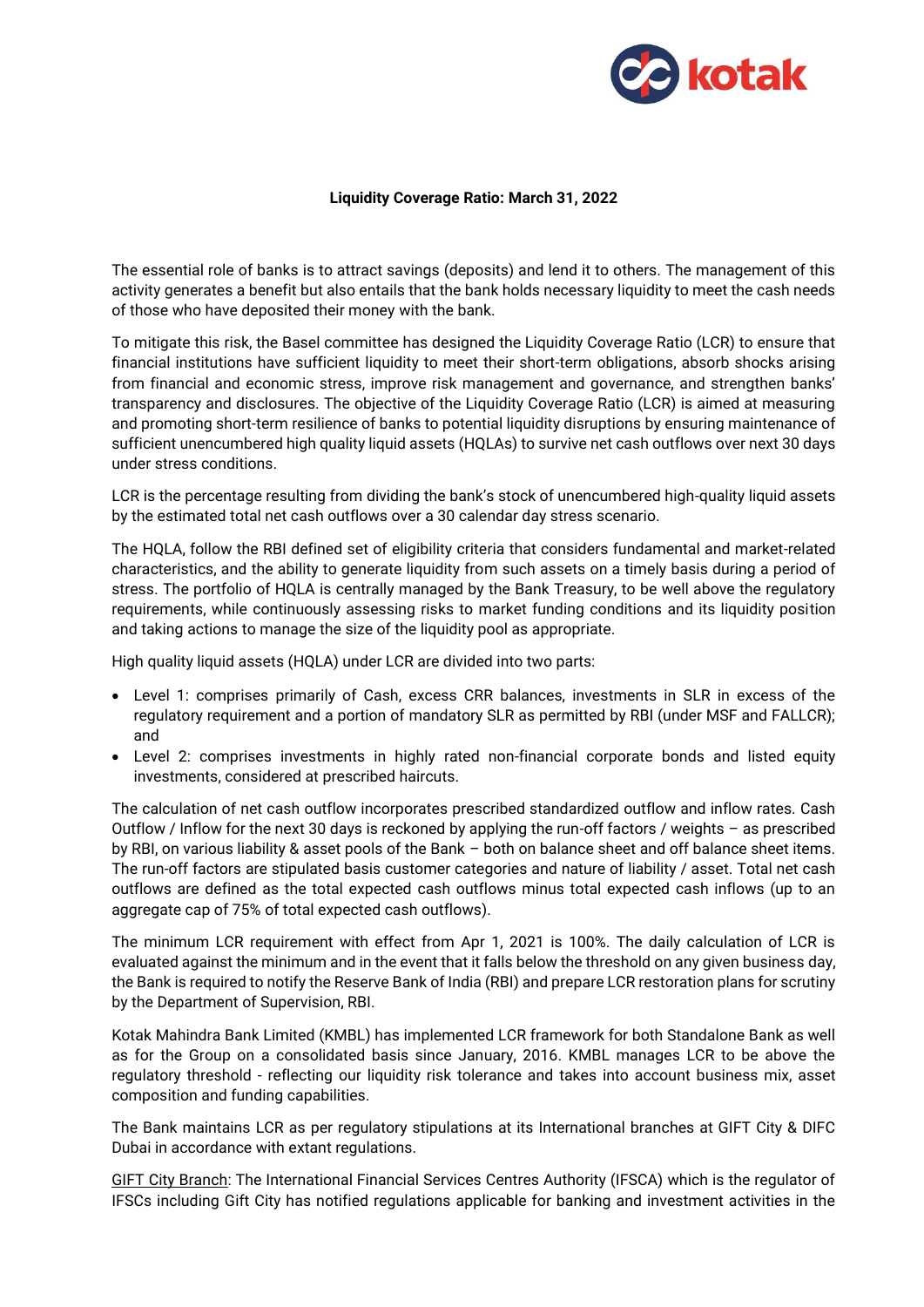**Liquidity Coverage Ratio: March 31, 2022**

The essential role of banks is to attract savings (deposits) and lend it to others. The management of this activity generates a benefit but also entails that the bank holds necessary liquidity to meet the cash needs of those who have deposited their money with the bank.

To mitigate this risk, the Basel committee has designed the Liquidity Coverage Ratio (LCR) to ensure that financial institutions have sufficient liquidity to meet their short-term obligations, absorb shocks arising from financial and economic stress, improve risk management and governance, and strengthen banks' transparency and disclosures. The objective of the Liquidity Coverage Ratio (LCR) is aimed at measuring and promoting short-term resilience of banks to potential liquidity disruptions by ensuring maintenance of sufficient unencumbered high quality liquid assets (HQLAs) to survive net cash outflows over next 30 days under stress conditions.

LCR is the percentage resulting from dividing the bank's stock of unencumbered high-quality liquid assets by the estimated total net cash outflows over a 30 calendar day stress scenario.

The HQLA, follow the RBI defined set of eligibility criteria that considers fundamental and market-related characteristics, and the ability to generate liquidity from such assets on a timely basis during a period of stress. The portfolio of HQLA is centrally managed by the Bank Treasury, to be well above the regulatory requirements, while continuously assessing risks to market funding conditions and its liquidity position and taking actions to manage the size of the liquidity pool as appropriate.

High quality liquid assets (HQLA) under LCR are divided into two parts:

- Level 1: comprises primarily of Cash, excess CRR balances, investments in SLR in excess of the regulatory requirement and a portion of mandatory SLR as permitted by RBI (under MSF and FALLCR); and
- Level 2: comprises investments in highly rated non-financial corporate bonds and listed equity investments, considered at prescribed haircuts.

The calculation of net cash outflow incorporates prescribed standardized outflow and inflow rates. Cash Outflow / Inflow for the next 30 days is reckoned by applying the run-off factors / weights – as prescribed by RBI, on various liability & asset pools of the Bank – both on balance sheet and off balance sheet items. The run-off factors are stipulated basis customer categories and nature of liability / asset. Total net cash outflows are defined as the total expected cash outflows minus total expected cash inflows (up to an aggregate cap of 75% of total expected cash outflows).

The minimum LCR requirement with effect from Apr 1, 2021 is 100%. The daily calculation of LCR is evaluated against the minimum and in the event that it falls below the threshold on any given business day, the Bank is required to notify the Reserve Bank of India (RBI) and prepare LCR restoration plans for scrutiny by the Department of Supervision, RBI.

Kotak Mahindra Bank Limited (KMBL) has implemented LCR framework for both Standalone Bank as well as for the Group on a consolidated basis since January, 2016. KMBL manages LCR to be above the regulatory threshold - reflecting our liquidity risk tolerance and takes into account business mix, asset composition and funding capabilities.

The Bank maintains LCR as per regulatory stipulations at its International branches at GIFT City & DIFC Dubai in accordance with extant regulations.

GIFT City Branch: The International Financial Services Centres Authority (IFSCA) which is the regulator of IFSCs including Gift City has notified regulations applicable for banking and investment activities in the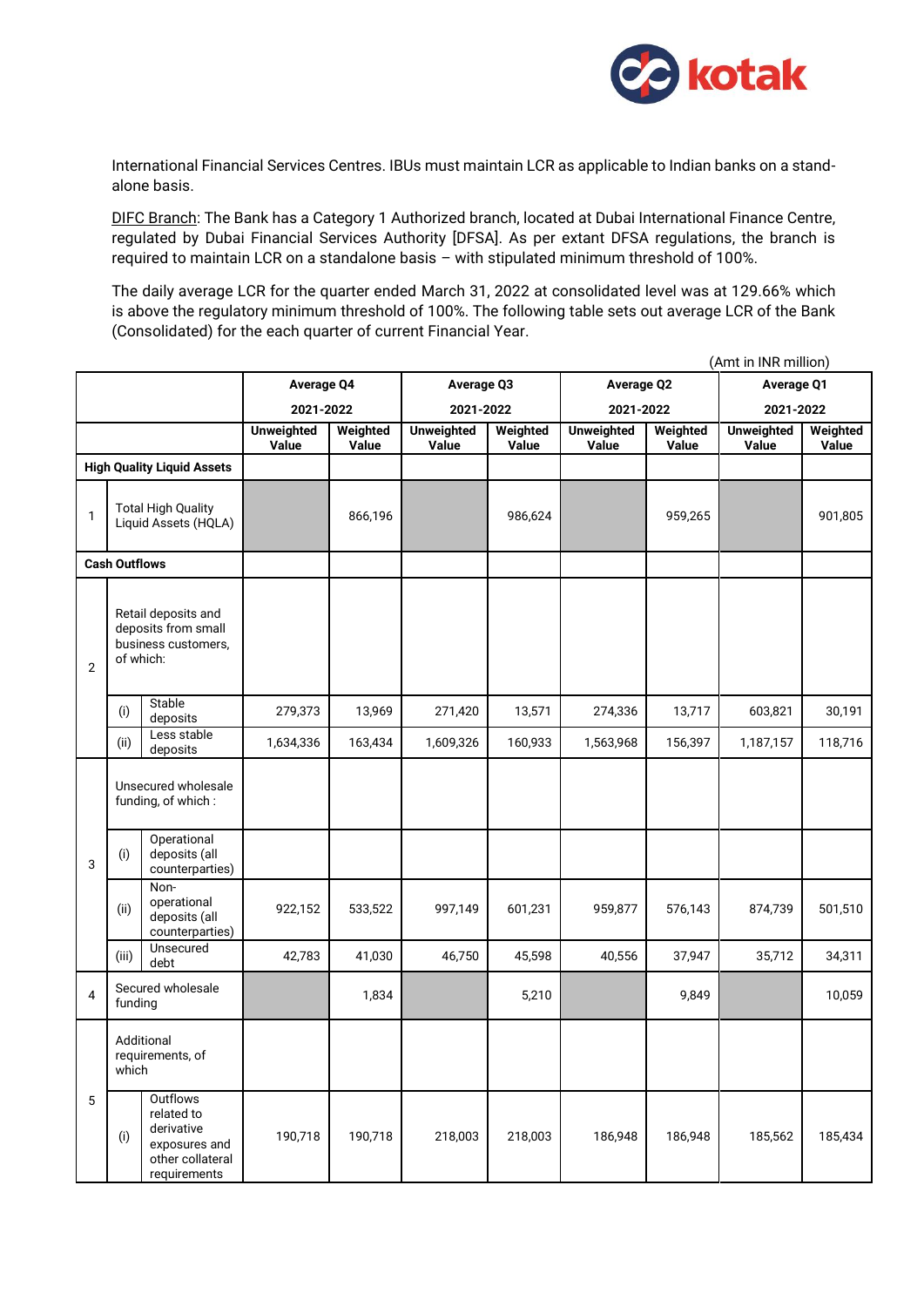International Financial Services Centres. IBUs must maintain LCR as applicable to Indian banks on a stand-alone basis.

DIFC Branch: The Bank has a Category 1 Authorized branch, located at Dubai International Finance Centre, regulated by Dubai Financial Services Authority [DFSA]. As per extant DFSA regulations, the branch is required to maintain LCR on a standalone basis – with stipulated minimum threshold of 100%.

The daily average LCR for the quarter ended March 31, 2022 at consolidated level was at 129.66% which is above the regulatory minimum threshold of 100%. The following table sets out average LCR of the Bank (Consolidated) for the each quarter of current Financial Year.

(Amt in INR million)

| | | | Average Q4 2021-2022 | | Average Q3 2021-2022 | | Average Q2 2021-2022 | | Average Q1 2021-2022 | |
|---|---|---|---|---|---|---|---|---|---|---|
| | | | Unweighted Value | Weighted Value | Unweighted Value | Weighted Value | Unweighted Value | Weighted Value | Unweighted Value | Weighted Value |
| **High Quality Liquid Assets** | | | | | | | | | | |
| 1 | Total High Quality Liquid Assets (HQLA) | | | 866,196 | | 986,624 | | 959,265 | | 901,805 |
| **Cash Outflows** | | | | | | | | | | |
| 2 | Retail deposits and deposits from small business customers, of which: | | | | | | | | | |
| | (i) | Stable deposits | 279,373 | 13,969 | 271,420 | 13,571 | 274,336 | 13,717 | 603,821 | 30,191 |
| | (ii) | Less stable deposits | 1,634,336 | 163,434 | 1,609,326 | 160,933 | 1,563,968 | 156,397 | 1,187,157 | 118,716 |
| 3 | Unsecured wholesale funding, of which : | | | | | | | | | |
| | (i) | Operational deposits (all counterparties) | | | | | | | | |
| | (ii) | Non-operational deposits (all counterparties) | 922,152 | 533,522 | 997,149 | 601,231 | 959,877 | 576,143 | 874,739 | 501,510 |
| | (iii) | Unsecured debt | 42,783 | 41,030 | 46,750 | 45,598 | 40,556 | 37,947 | 35,712 | 34,311 |
| 4 | Secured wholesale funding | | | 1,834 | | 5,210 | | 9,849 | | 10,059 |
| 5 | Additional requirements, of which | | | | | | | | | |
| | (i) | Outflows related to derivative exposures and other collateral requirements | 190,718 | 190,718 | 218,003 | 218,003 | 186,948 | 186,948 | 185,562 | 185,434 |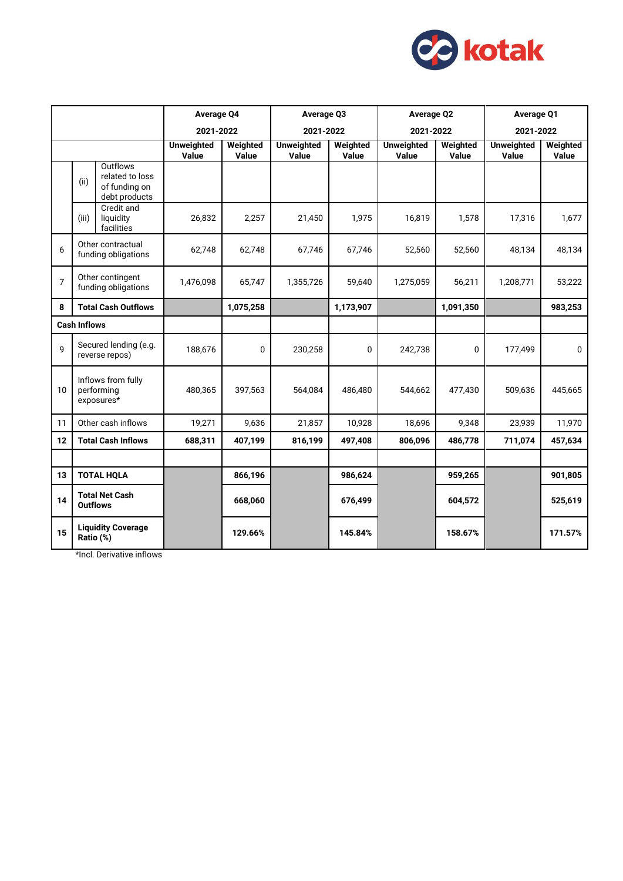| | | | Average Q4 2021-2022 | | Average Q3 2021-2022 | | Average Q2 2021-2022 | | Average Q1 2021-2022 | |
|---|---|---|---|---|---|---|---|---|---|---|
| | | | Unweighted Value | Weighted Value | Unweighted Value | Weighted Value | Unweighted Value | Weighted Value | Unweighted Value | Weighted Value |
| | (ii) | Outflows related to loss of funding on debt products | | | | | | | | |
| | (iii) | Credit and liquidity facilities | 26,832 | 2,257 | 21,450 | 1,975 | 16,819 | 1,578 | 17,316 | 1,677 |
| 6 | Other contractual funding obligations | | 62,748 | 62,748 | 67,746 | 67,746 | 52,560 | 52,560 | 48,134 | 48,134 |
| 7 | Other contingent funding obligations | | 1,476,098 | 65,747 | 1,355,726 | 59,640 | 1,275,059 | 56,211 | 1,208,771 | 53,222 |
| **8** | **Total Cash Outflows** | | | **1,075,258** | | **1,173,907** | | **1,091,350** | | **983,253** |
| **Cash Inflows** | | | | | | | | | | |
| 9 | Secured lending (e.g. reverse repos) | | 188,676 | 0 | 230,258 | 0 | 242,738 | 0 | 177,499 | 0 |
| 10 | Inflows from fully performing exposures* | | 480,365 | 397,563 | 564,084 | 486,480 | 544,662 | 477,430 | 509,636 | 445,665 |
| 11 | Other cash inflows | | 19,271 | 9,636 | 21,857 | 10,928 | 18,696 | 9,348 | 23,939 | 11,970 |
| **12** | **Total Cash Inflows** | | **688,311** | **407,199** | **816,199** | **497,408** | **806,096** | **486,778** | **711,074** | **457,634** |
| | | | | | | | | | | |
| **13** | **TOTAL HQLA** | | | **866,196** | | **986,624** | | **959,265** | | **901,805** |
| **14** | **Total Net Cash Outflows** | | | **668,060** | | **676,499** | | **604,572** | | **525,619** |
| **15** | **Liquidity Coverage Ratio (%)** | | | **129.66%** | | **145.84%** | | **158.67%** | | **171.57%** |

*Incl. Derivative inflows